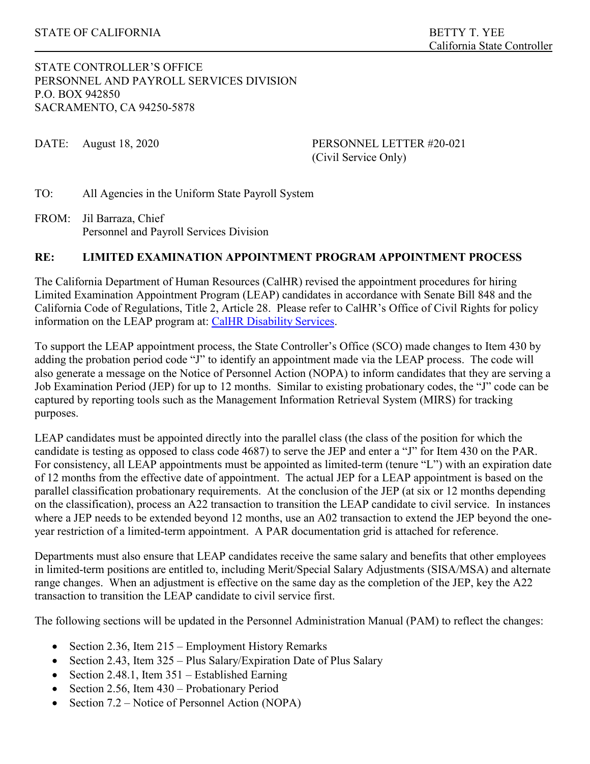STATE OF CALIFORNIA

BETTY T. YEE
California State Controller

STATE CONTROLLER'S OFFICE
PERSONNEL AND PAYROLL SERVICES DIVISION
P.O. BOX 942850
SACRAMENTO, CA 94250-5878

DATE: August 18, 2020

PERSONNEL LETTER #20-021
(Civil Service Only)

TO: All Agencies in the Uniform State Payroll System

FROM: Jil Barraza, Chief
Personnel and Payroll Services Division

**RE: LIMITED EXAMINATION APPOINTMENT PROGRAM APPOINTMENT PROCESS**

The California Department of Human Resources (CalHR) revised the appointment procedures for hiring Limited Examination Appointment Program (LEAP) candidates in accordance with Senate Bill 848 and the California Code of Regulations, Title 2, Article 28. Please refer to CalHR's Office of Civil Rights for policy information on the LEAP program at: CalHR Disability Services.

To support the LEAP appointment process, the State Controller's Office (SCO) made changes to Item 430 by adding the probation period code "J" to identify an appointment made via the LEAP process. The code will also generate a message on the Notice of Personnel Action (NOPA) to inform candidates that they are serving a Job Examination Period (JEP) for up to 12 months. Similar to existing probationary codes, the "J" code can be captured by reporting tools such as the Management Information Retrieval System (MIRS) for tracking purposes.

LEAP candidates must be appointed directly into the parallel class (the class of the position for which the candidate is testing as opposed to class code 4687) to serve the JEP and enter a "J" for Item 430 on the PAR. For consistency, all LEAP appointments must be appointed as limited-term (tenure "L") with an expiration date of 12 months from the effective date of appointment. The actual JEP for a LEAP appointment is based on the parallel classification probationary requirements. At the conclusion of the JEP (at six or 12 months depending on the classification), process an A22 transaction to transition the LEAP candidate to civil service. In instances where a JEP needs to be extended beyond 12 months, use an A02 transaction to extend the JEP beyond the one-year restriction of a limited-term appointment. A PAR documentation grid is attached for reference.

Departments must also ensure that LEAP candidates receive the same salary and benefits that other employees in limited-term positions are entitled to, including Merit/Special Salary Adjustments (SISA/MSA) and alternate range changes. When an adjustment is effective on the same day as the completion of the JEP, key the A22 transaction to transition the LEAP candidate to civil service first.

The following sections will be updated in the Personnel Administration Manual (PAM) to reflect the changes:

- Section 2.36, Item 215 – Employment History Remarks
- Section 2.43, Item 325 – Plus Salary/Expiration Date of Plus Salary
- Section 2.48.1, Item 351 – Established Earning
- Section 2.56, Item 430 – Probationary Period
- Section 7.2 – Notice of Personnel Action (NOPA)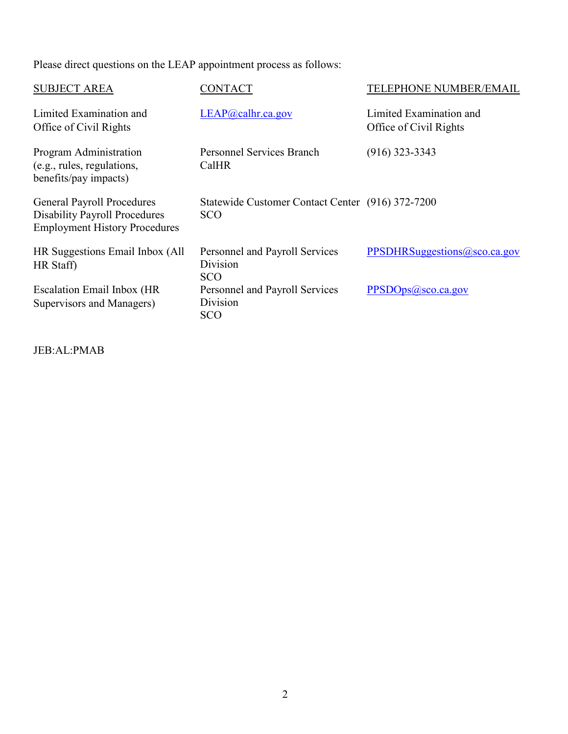Please direct questions on the LEAP appointment process as follows:

| SUBJECT AREA | CONTACT | TELEPHONE NUMBER/EMAIL |
|---|---|---|
| Limited Examination and Office of Civil Rights | LEAP@calhr.ca.gov | Limited Examination and Office of Civil Rights |
| Program Administration (e.g., rules, regulations, benefits/pay impacts) | Personnel Services Branch CalHR | (916) 323-3343 |
| General Payroll Procedures Disability Payroll Procedures Employment History Procedures | Statewide Customer Contact Center SCO | (916) 372-7200 |
| HR Suggestions Email Inbox (All HR Staff) | Personnel and Payroll Services Division SCO | PPSDHRSuggestions@sco.ca.gov |
| Escalation Email Inbox (HR Supervisors and Managers) | Personnel and Payroll Services Division SCO | PPSDOps@sco.ca.gov |

JEB:AL:PMAB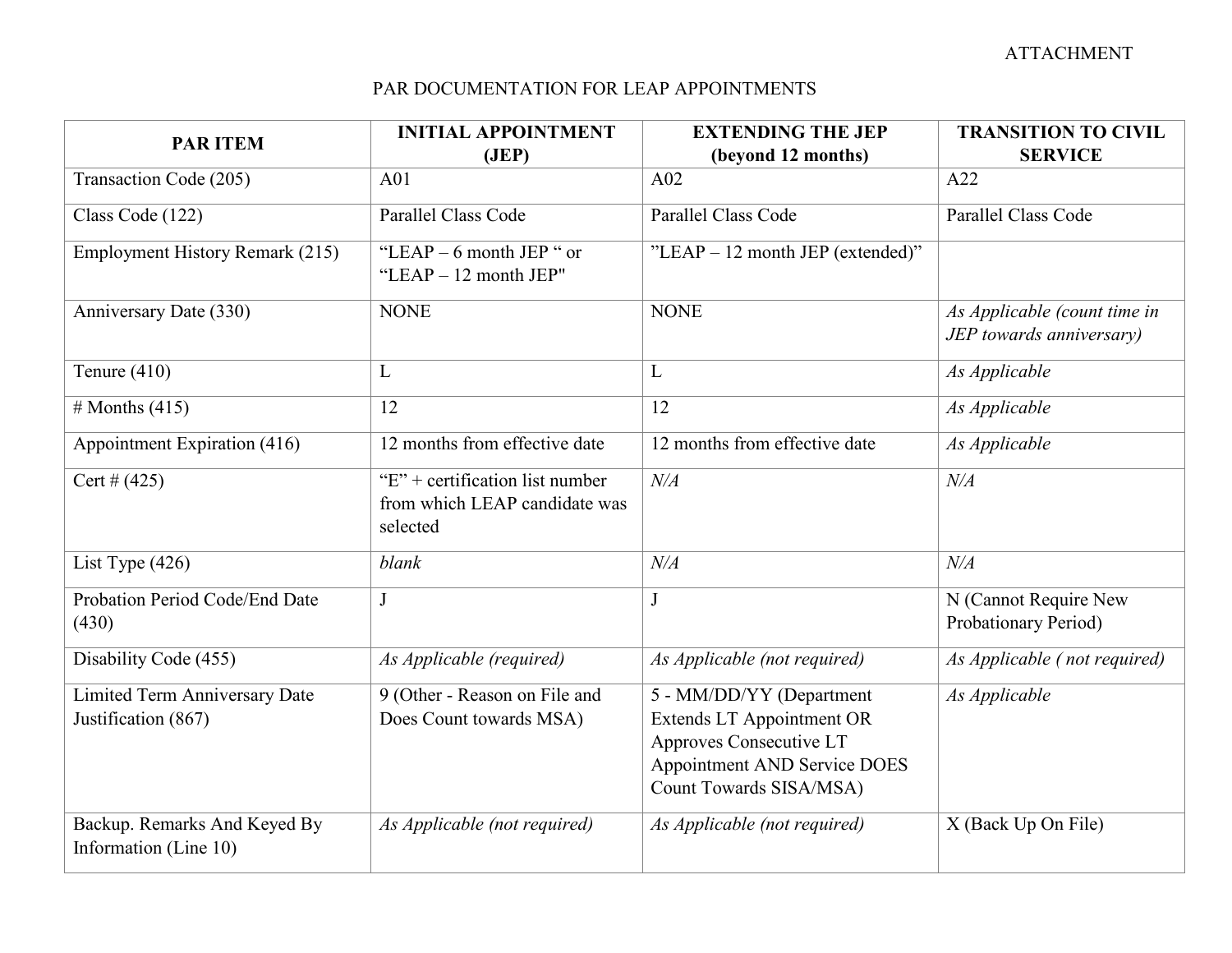ATTACHMENT

# PAR DOCUMENTATION FOR LEAP APPOINTMENTS

| PAR ITEM | INITIAL APPOINTMENT (JEP) | EXTENDING THE JEP (beyond 12 months) | TRANSITION TO CIVIL SERVICE |
|---|---|---|---|
| Transaction Code (205) | A01 | A02 | A22 |
| Class Code (122) | Parallel Class Code | Parallel Class Code | Parallel Class Code |
| Employment History Remark (215) | "LEAP – 6 month JEP " or "LEAP – 12 month JEP" | "LEAP – 12 month JEP (extended)" | |
| Anniversary Date (330) | NONE | NONE | *As Applicable (count time in JEP towards anniversary)* |
| Tenure (410) | L | L | *As Applicable* |
| # Months (415) | 12 | 12 | *As Applicable* |
| Appointment Expiration (416) | 12 months from effective date | 12 months from effective date | *As Applicable* |
| Cert # (425) | "E" + certification list number from which LEAP candidate was selected | *N/A* | *N/A* |
| List Type (426) | *blank* | *N/A* | *N/A* |
| Probation Period Code/End Date (430) | J | J | N (Cannot Require New Probationary Period) |
| Disability Code (455) | *As Applicable (required)* | *As Applicable (not required)* | *As Applicable ( not required)* |
| Limited Term Anniversary Date Justification (867) | 9 (Other - Reason on File and Does Count towards MSA) | 5 - MM/DD/YY (Department Extends LT Appointment OR Approves Consecutive LT Appointment AND Service DOES Count Towards SISA/MSA) | *As Applicable* |
| Backup. Remarks And Keyed By Information (Line 10) | *As Applicable (not required)* | *As Applicable (not required)* | X (Back Up On File) |